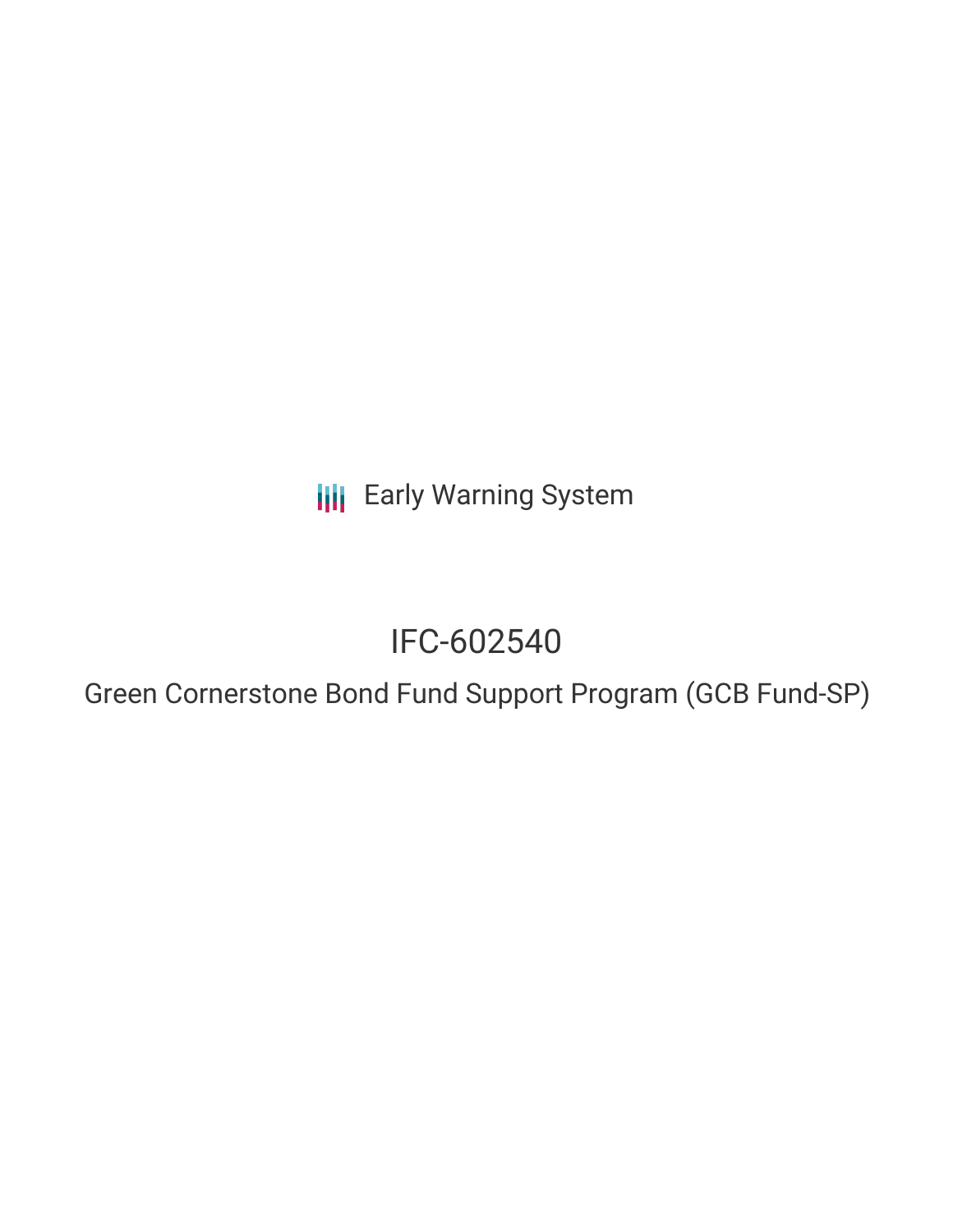Early Warning System

# IFC-602540

## Green Cornerstone Bond Fund Support Program (GCB Fund-SP)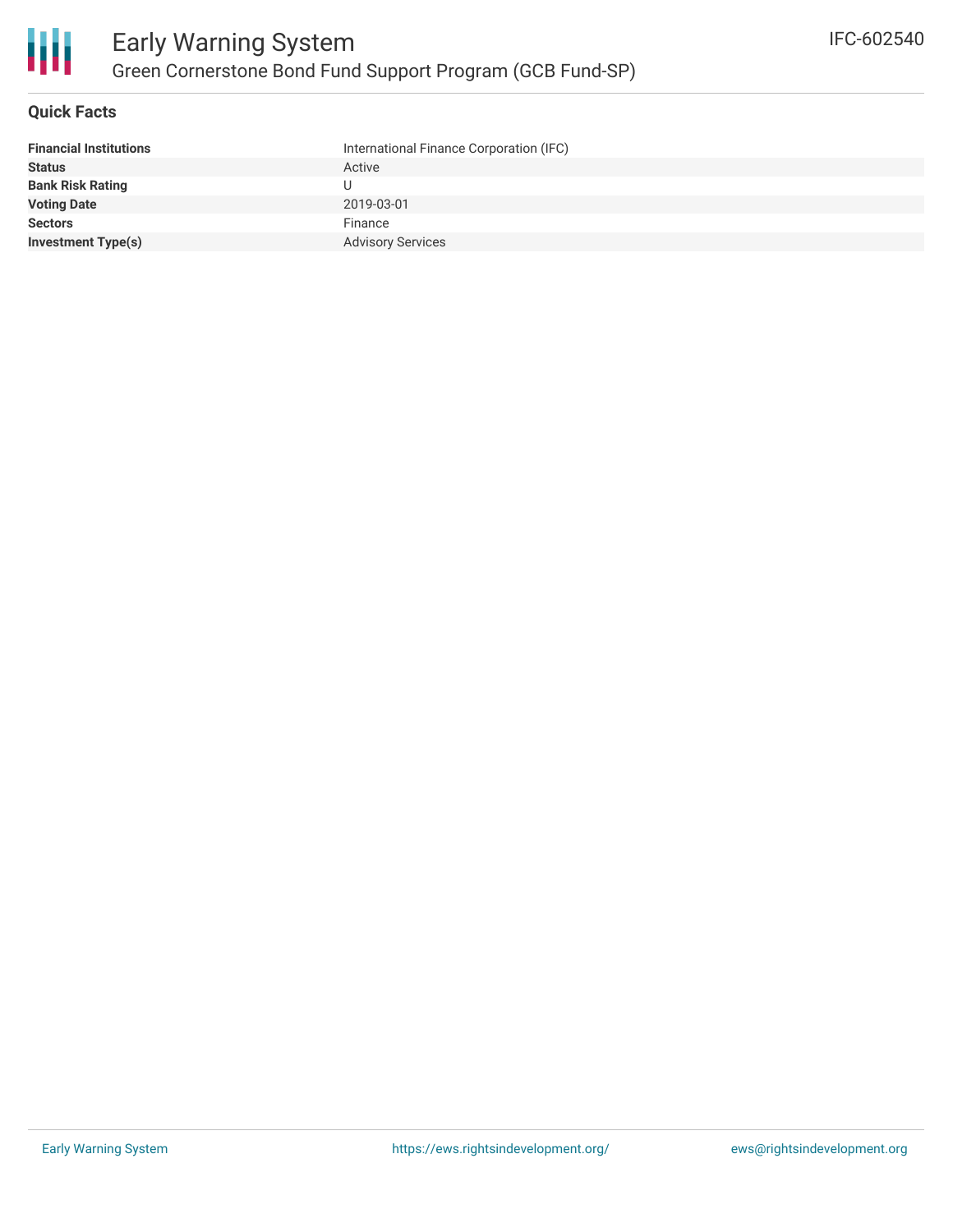# Early Warning System

## Green Cornerstone Bond Fund Support Program (GCB Fund-SP)

IFC-602540

### Quick Facts

| | |
|---|---|
| **Financial Institutions** | International Finance Corporation (IFC) |
| **Status** | Active |
| **Bank Risk Rating** | U |
| **Voting Date** | 2019-03-01 |
| **Sectors** | Finance |
| **Investment Type(s)** | Advisory Services |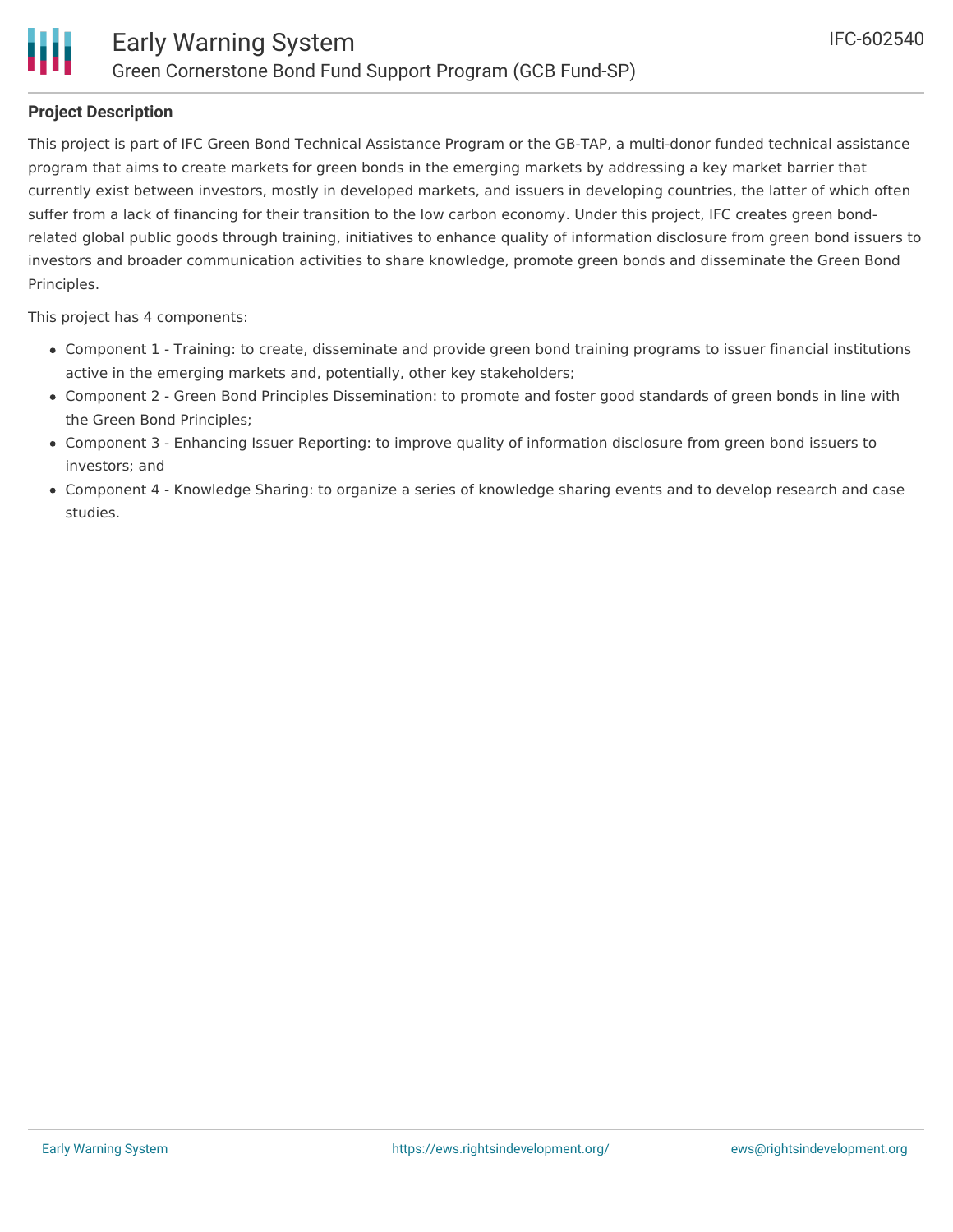## Project Description

This project is part of IFC Green Bond Technical Assistance Program or the GB-TAP, a multi-donor funded technical assistance program that aims to create markets for green bonds in the emerging markets by addressing a key market barrier that currently exist between investors, mostly in developed markets, and issuers in developing countries, the latter of which often suffer from a lack of financing for their transition to the low carbon economy. Under this project, IFC creates green bond-related global public goods through training, initiatives to enhance quality of information disclosure from green bond issuers to investors and broader communication activities to share knowledge, promote green bonds and disseminate the Green Bond Principles.

This project has 4 components:

- Component 1 - Training: to create, disseminate and provide green bond training programs to issuer financial institutions active in the emerging markets and, potentially, other key stakeholders;
- Component 2 - Green Bond Principles Dissemination: to promote and foster good standards of green bonds in line with the Green Bond Principles;
- Component 3 - Enhancing Issuer Reporting: to improve quality of information disclosure from green bond issuers to investors; and
- Component 4 - Knowledge Sharing: to organize a series of knowledge sharing events and to develop research and case studies.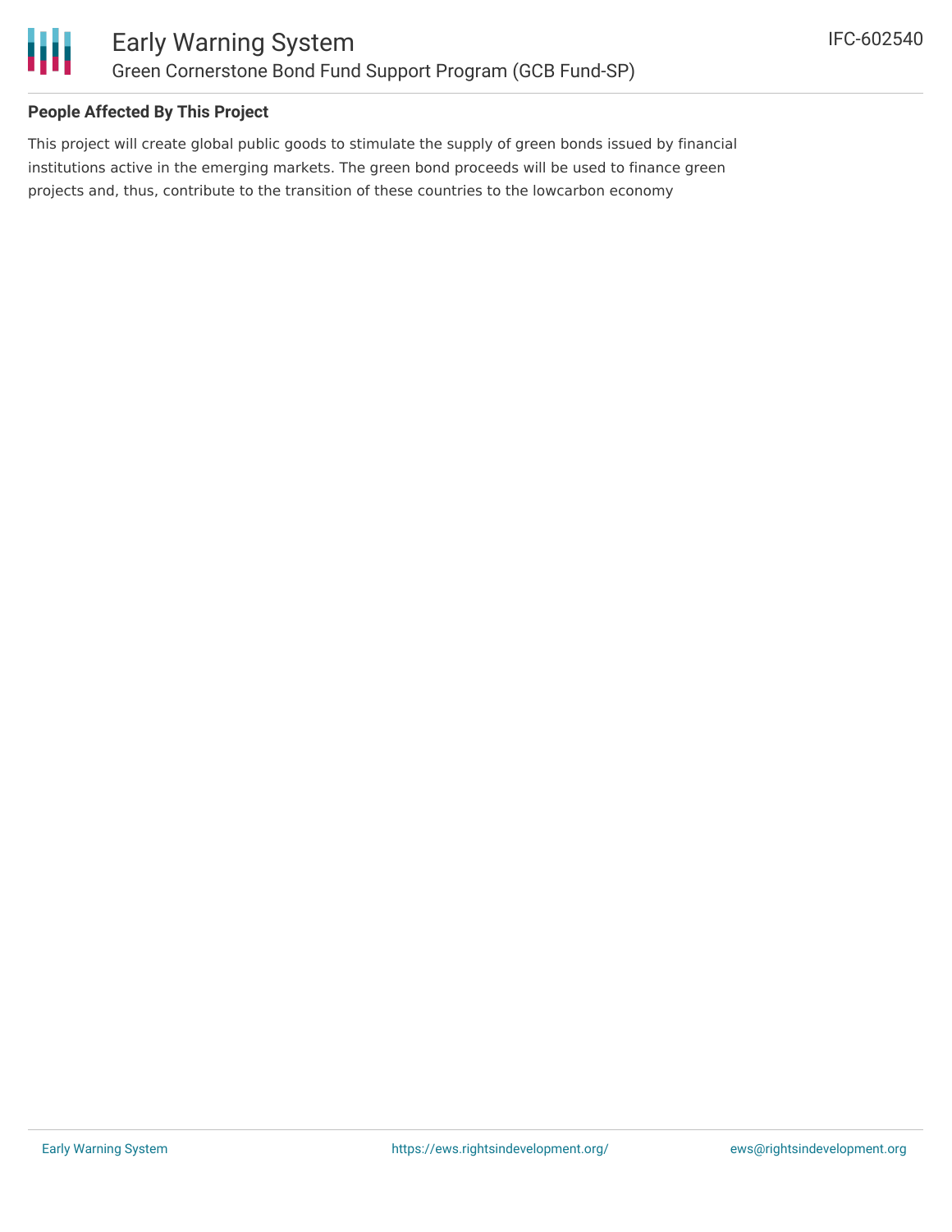## People Affected By This Project

This project will create global public goods to stimulate the supply of green bonds issued by financial institutions active in the emerging markets. The green bond proceeds will be used to finance green projects and, thus, contribute to the transition of these countries to the lowcarbon economy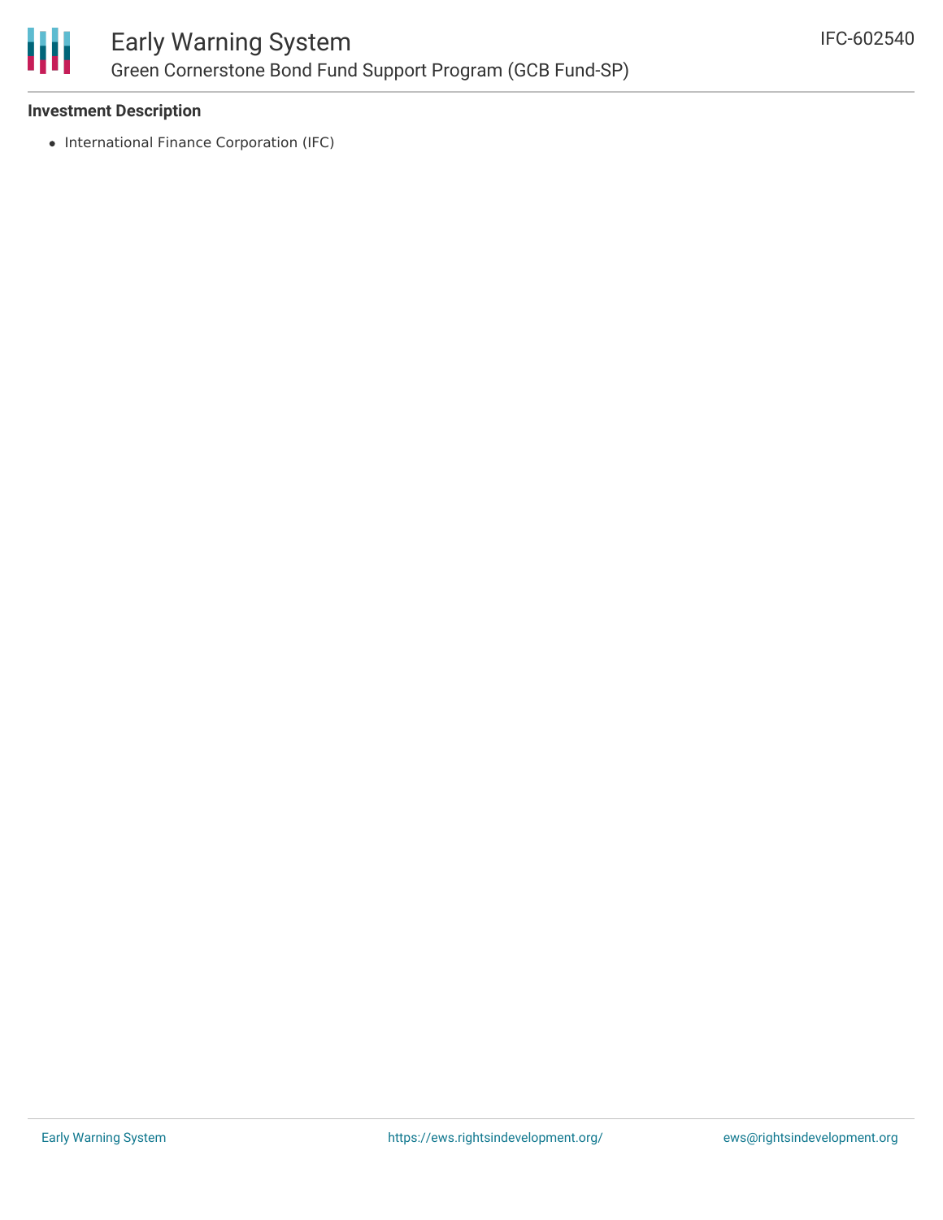### Investment Description

- International Finance Corporation (IFC)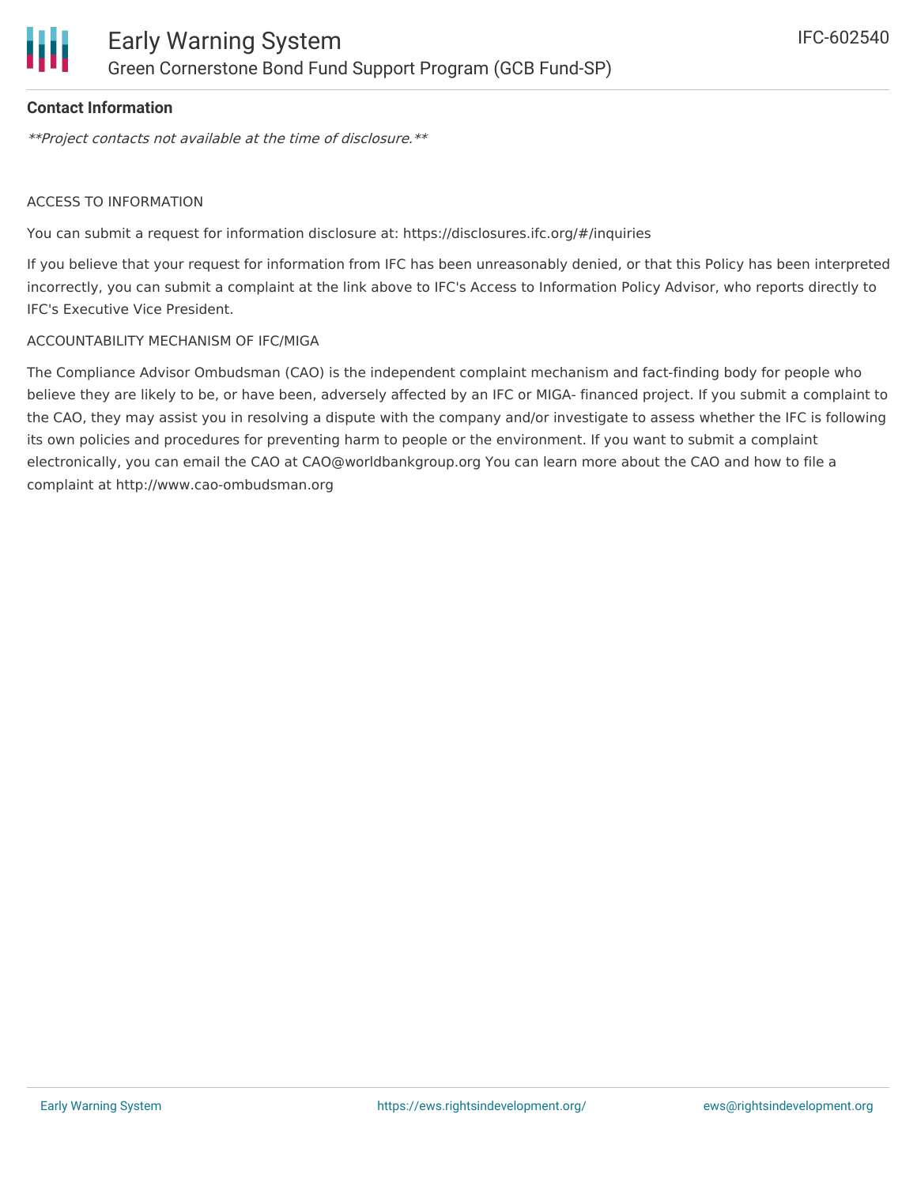### Contact Information

*Project contacts not available at the time of disclosure.*

ACCESS TO INFORMATION

You can submit a request for information disclosure at: https://disclosures.ifc.org/#/inquiries

If you believe that your request for information from IFC has been unreasonably denied, or that this Policy has been interpreted incorrectly, you can submit a complaint at the link above to IFC's Access to Information Policy Advisor, who reports directly to IFC's Executive Vice President.

ACCOUNTABILITY MECHANISM OF IFC/MIGA

The Compliance Advisor Ombudsman (CAO) is the independent complaint mechanism and fact-finding body for people who believe they are likely to be, or have been, adversely affected by an IFC or MIGA- financed project. If you submit a complaint to the CAO, they may assist you in resolving a dispute with the company and/or investigate to assess whether the IFC is following its own policies and procedures for preventing harm to people or the environment. If you want to submit a complaint electronically, you can email the CAO at CAO@worldbankgroup.org You can learn more about the CAO and how to file a complaint at http://www.cao-ombudsman.org